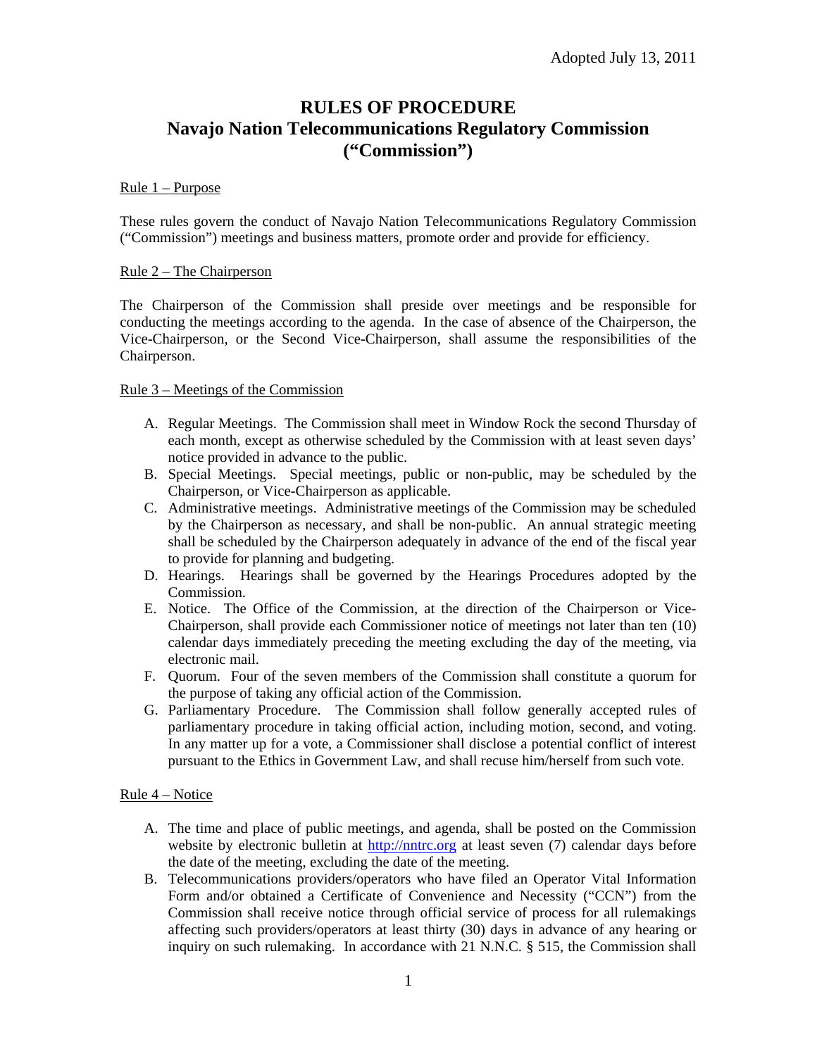Adopted July 13, 2011

# RULES OF PROCEDURE
# Navajo Nation Telecommunications Regulatory Commission ("Commission")

## Rule 1 – Purpose

These rules govern the conduct of Navajo Nation Telecommunications Regulatory Commission ("Commission") meetings and business matters, promote order and provide for efficiency.

## Rule 2 – The Chairperson

The Chairperson of the Commission shall preside over meetings and be responsible for conducting the meetings according to the agenda. In the case of absence of the Chairperson, the Vice-Chairperson, or the Second Vice-Chairperson, shall assume the responsibilities of the Chairperson.

## Rule 3 – Meetings of the Commission

A. Regular Meetings. The Commission shall meet in Window Rock the second Thursday of each month, except as otherwise scheduled by the Commission with at least seven days' notice provided in advance to the public.

B. Special Meetings. Special meetings, public or non-public, may be scheduled by the Chairperson, or Vice-Chairperson as applicable.

C. Administrative meetings. Administrative meetings of the Commission may be scheduled by the Chairperson as necessary, and shall be non-public. An annual strategic meeting shall be scheduled by the Chairperson adequately in advance of the end of the fiscal year to provide for planning and budgeting.

D. Hearings. Hearings shall be governed by the Hearings Procedures adopted by the Commission.

E. Notice. The Office of the Commission, at the direction of the Chairperson or Vice-Chairperson, shall provide each Commissioner notice of meetings not later than ten (10) calendar days immediately preceding the meeting excluding the day of the meeting, via electronic mail.

F. Quorum. Four of the seven members of the Commission shall constitute a quorum for the purpose of taking any official action of the Commission.

G. Parliamentary Procedure. The Commission shall follow generally accepted rules of parliamentary procedure in taking official action, including motion, second, and voting. In any matter up for a vote, a Commissioner shall disclose a potential conflict of interest pursuant to the Ethics in Government Law, and shall recuse him/herself from such vote.

## Rule 4 – Notice

A. The time and place of public meetings, and agenda, shall be posted on the Commission website by electronic bulletin at http://nntrc.org at least seven (7) calendar days before the date of the meeting, excluding the date of the meeting.

B. Telecommunications providers/operators who have filed an Operator Vital Information Form and/or obtained a Certificate of Convenience and Necessity ("CCN") from the Commission shall receive notice through official service of process for all rulemakings affecting such providers/operators at least thirty (30) days in advance of any hearing or inquiry on such rulemaking. In accordance with 21 N.N.C. § 515, the Commission shall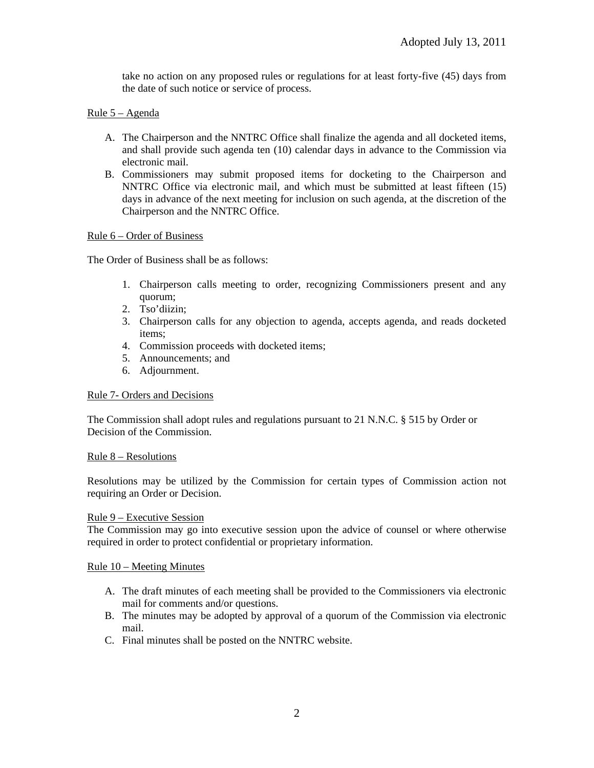take no action on any proposed rules or regulations for at least forty-five (45) days from the date of such notice or service of process.

Rule 5 – Agenda

A. The Chairperson and the NNTRC Office shall finalize the agenda and all docketed items, and shall provide such agenda ten (10) calendar days in advance to the Commission via electronic mail.
B. Commissioners may submit proposed items for docketing to the Chairperson and NNTRC Office via electronic mail, and which must be submitted at least fifteen (15) days in advance of the next meeting for inclusion on such agenda, at the discretion of the Chairperson and the NNTRC Office.

Rule 6 – Order of Business

The Order of Business shall be as follows:

1. Chairperson calls meeting to order, recognizing Commissioners present and any quorum;
2. Tso'diizin;
3. Chairperson calls for any objection to agenda, accepts agenda, and reads docketed items;
4. Commission proceeds with docketed items;
5. Announcements; and
6. Adjournment.

Rule 7- Orders and Decisions

The Commission shall adopt rules and regulations pursuant to 21 N.N.C. § 515 by Order or Decision of the Commission.

Rule 8 – Resolutions

Resolutions may be utilized by the Commission for certain types of Commission action not requiring an Order or Decision.

Rule 9 – Executive Session

The Commission may go into executive session upon the advice of counsel or where otherwise required in order to protect confidential or proprietary information.

Rule 10 – Meeting Minutes

A. The draft minutes of each meeting shall be provided to the Commissioners via electronic mail for comments and/or questions.
B. The minutes may be adopted by approval of a quorum of the Commission via electronic mail.
C. Final minutes shall be posted on the NNTRC website.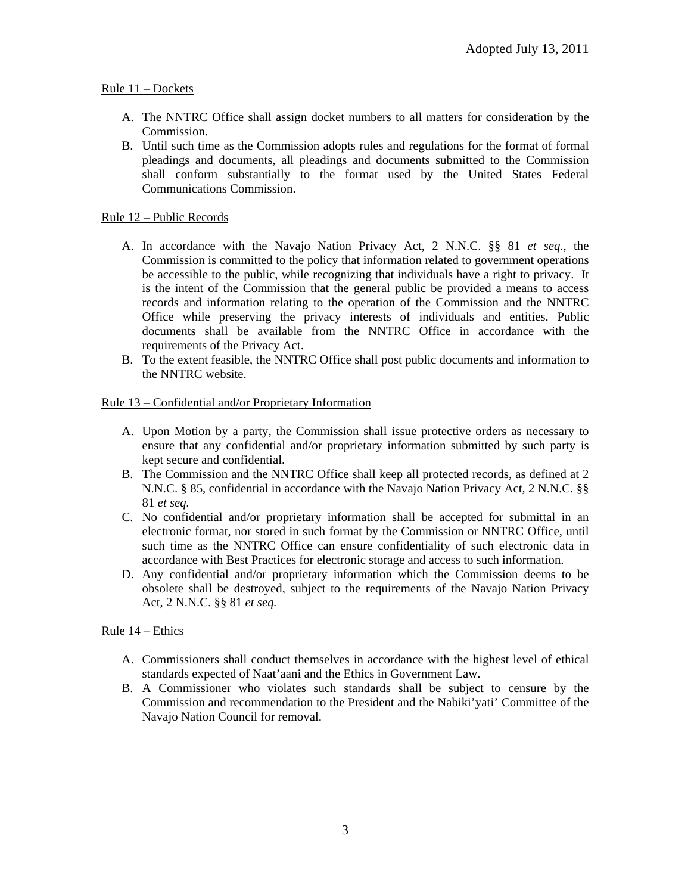Adopted July 13, 2011

Rule 11 – Dockets

A. The NNTRC Office shall assign docket numbers to all matters for consideration by the Commission.
B. Until such time as the Commission adopts rules and regulations for the format of formal pleadings and documents, all pleadings and documents submitted to the Commission shall conform substantially to the format used by the United States Federal Communications Commission.

Rule 12 – Public Records

A. In accordance with the Navajo Nation Privacy Act, 2 N.N.C. §§ 81 *et seq.*, the Commission is committed to the policy that information related to government operations be accessible to the public, while recognizing that individuals have a right to privacy. It is the intent of the Commission that the general public be provided a means to access records and information relating to the operation of the Commission and the NNTRC Office while preserving the privacy interests of individuals and entities. Public documents shall be available from the NNTRC Office in accordance with the requirements of the Privacy Act.
B. To the extent feasible, the NNTRC Office shall post public documents and information to the NNTRC website.

Rule 13 – Confidential and/or Proprietary Information

A. Upon Motion by a party, the Commission shall issue protective orders as necessary to ensure that any confidential and/or proprietary information submitted by such party is kept secure and confidential.
B. The Commission and the NNTRC Office shall keep all protected records, as defined at 2 N.N.C. § 85, confidential in accordance with the Navajo Nation Privacy Act, 2 N.N.C. §§ 81 *et seq.*
C. No confidential and/or proprietary information shall be accepted for submittal in an electronic format, nor stored in such format by the Commission or NNTRC Office, until such time as the NNTRC Office can ensure confidentiality of such electronic data in accordance with Best Practices for electronic storage and access to such information.
D. Any confidential and/or proprietary information which the Commission deems to be obsolete shall be destroyed, subject to the requirements of the Navajo Nation Privacy Act, 2 N.N.C. §§ 81 *et seq.*

Rule 14 – Ethics

A. Commissioners shall conduct themselves in accordance with the highest level of ethical standards expected of Naat'aani and the Ethics in Government Law.
B. A Commissioner who violates such standards shall be subject to censure by the Commission and recommendation to the President and the Nabiki'yati' Committee of the Navajo Nation Council for removal.